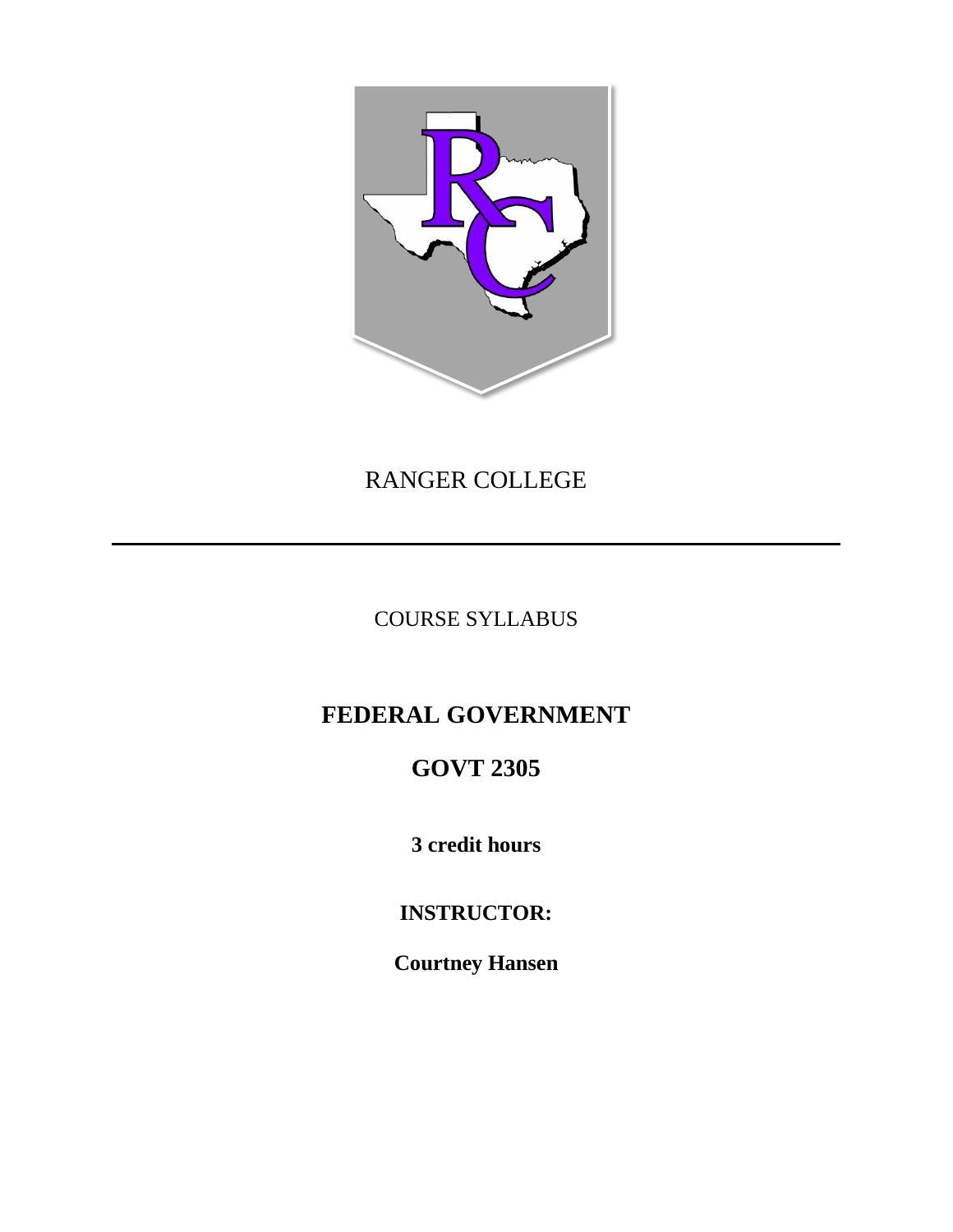RANGER COLLEGE

---

COURSE SYLLABUS

# FEDERAL GOVERNMENT

# GOVT 2305

**3 credit hours**

**INSTRUCTOR:**

**Courtney Hansen**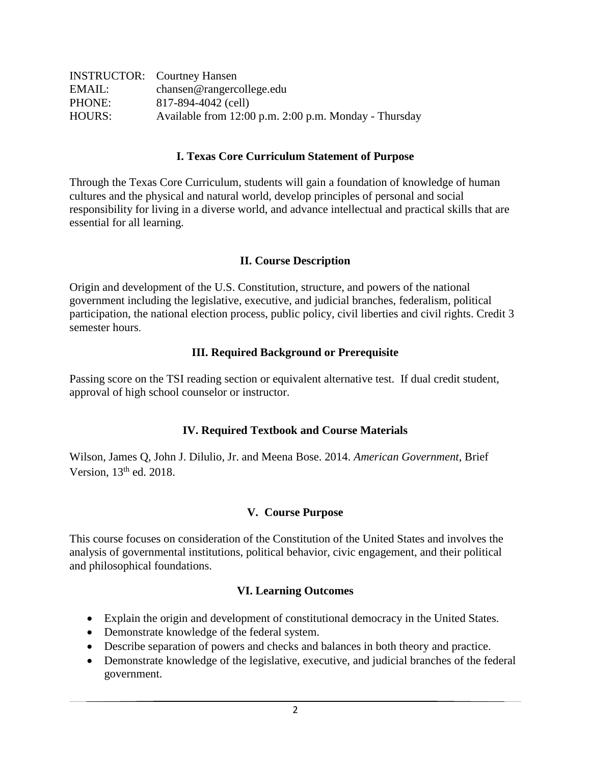INSTRUCTOR: Courtney Hansen
EMAIL: chansen@rangercollege.edu
PHONE: 817-894-4042 (cell)
HOURS: Available from 12:00 p.m. 2:00 p.m. Monday - Thursday

## I. Texas Core Curriculum Statement of Purpose

Through the Texas Core Curriculum, students will gain a foundation of knowledge of human cultures and the physical and natural world, develop principles of personal and social responsibility for living in a diverse world, and advance intellectual and practical skills that are essential for all learning.

## II. Course Description

Origin and development of the U.S. Constitution, structure, and powers of the national government including the legislative, executive, and judicial branches, federalism, political participation, the national election process, public policy, civil liberties and civil rights. Credit 3 semester hours.

## III. Required Background or Prerequisite

Passing score on the TSI reading section or equivalent alternative test. If dual credit student, approval of high school counselor or instructor.

## IV. Required Textbook and Course Materials

Wilson, James Q, John J. Dilulio, Jr. and Meena Bose. 2014. *American Government*, Brief Version, 13th ed. 2018.

## V. Course Purpose

This course focuses on consideration of the Constitution of the United States and involves the analysis of governmental institutions, political behavior, civic engagement, and their political and philosophical foundations.

## VI. Learning Outcomes

- Explain the origin and development of constitutional democracy in the United States.
- Demonstrate knowledge of the federal system.
- Describe separation of powers and checks and balances in both theory and practice.
- Demonstrate knowledge of the legislative, executive, and judicial branches of the federal government.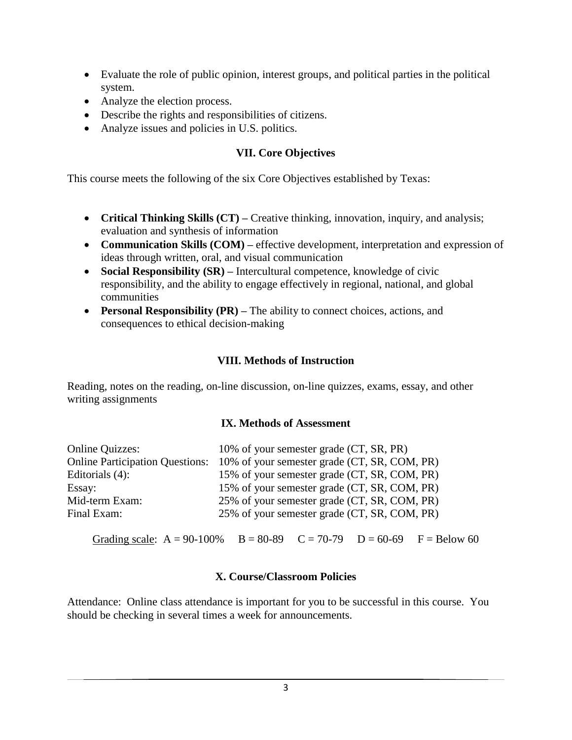- Evaluate the role of public opinion, interest groups, and political parties in the political system.
- Analyze the election process.
- Describe the rights and responsibilities of citizens.
- Analyze issues and policies in U.S. politics.

## VII. Core Objectives

This course meets the following of the six Core Objectives established by Texas:

- **Critical Thinking Skills (CT) –** Creative thinking, innovation, inquiry, and analysis; evaluation and synthesis of information
- **Communication Skills (COM) –** effective development, interpretation and expression of ideas through written, oral, and visual communication
- **Social Responsibility (SR) –** Intercultural competence, knowledge of civic responsibility, and the ability to engage effectively in regional, national, and global communities
- **Personal Responsibility (PR) –** The ability to connect choices, actions, and consequences to ethical decision-making

## VIII. Methods of Instruction

Reading, notes on the reading, on-line discussion, on-line quizzes, exams, essay, and other writing assignments

## IX. Methods of Assessment

| | |
|---|---|
| Online Quizzes: | 10% of your semester grade (CT, SR, PR) |
| Online Participation Questions: | 10% of your semester grade (CT, SR, COM, PR) |
| Editorials (4): | 15% of your semester grade (CT, SR, COM, PR) |
| Essay: | 15% of your semester grade (CT, SR, COM, PR) |
| Mid-term Exam: | 25% of your semester grade (CT, SR, COM, PR) |
| Final Exam: | 25% of your semester grade (CT, SR, COM, PR) |

Grading scale: A = 90-100% B = 80-89 C = 70-79 D = 60-69 F = Below 60

## X. Course/Classroom Policies

Attendance: Online class attendance is important for you to be successful in this course. You should be checking in several times a week for announcements.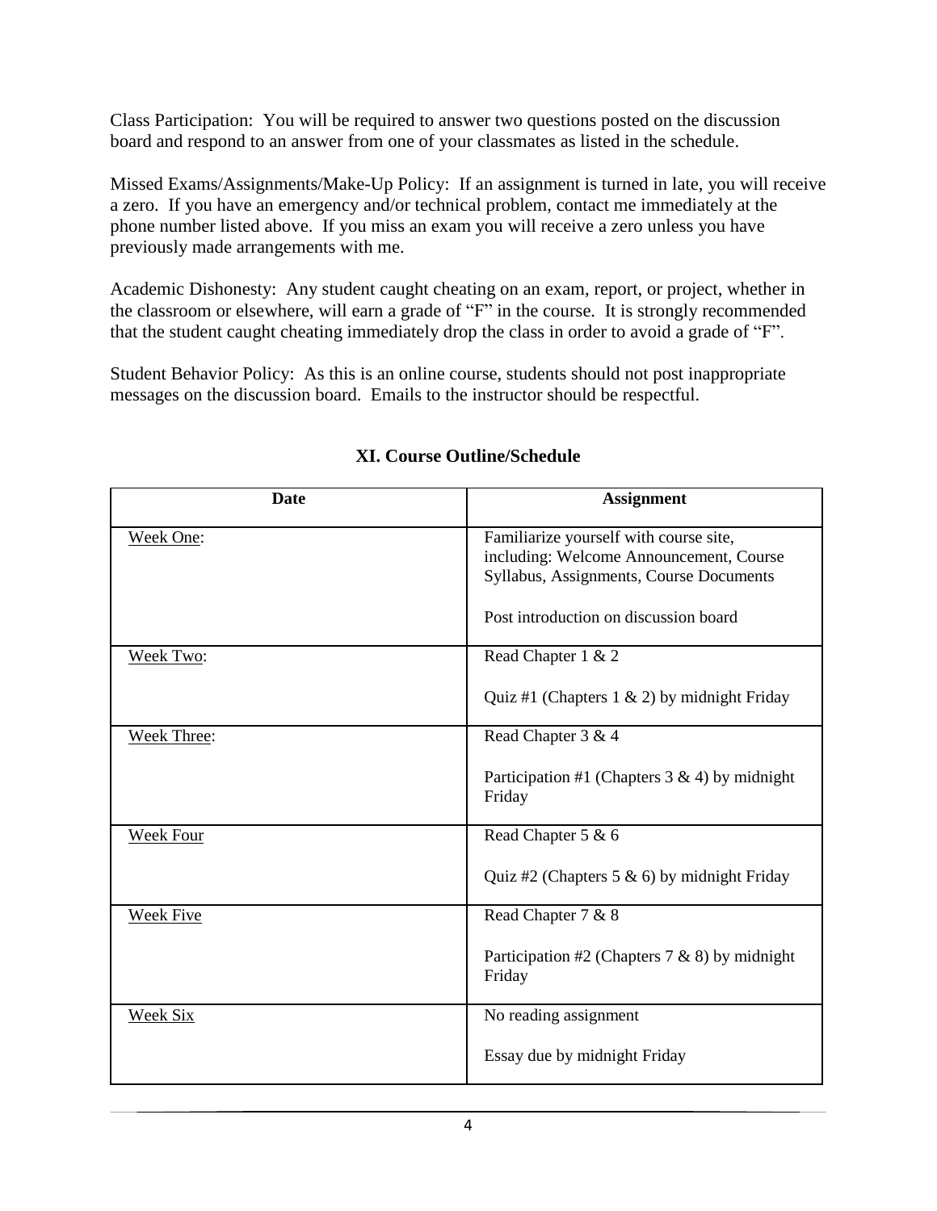Class Participation: You will be required to answer two questions posted on the discussion board and respond to an answer from one of your classmates as listed in the schedule.

Missed Exams/Assignments/Make-Up Policy: If an assignment is turned in late, you will receive a zero. If you have an emergency and/or technical problem, contact me immediately at the phone number listed above. If you miss an exam you will receive a zero unless you have previously made arrangements with me.

Academic Dishonesty: Any student caught cheating on an exam, report, or project, whether in the classroom or elsewhere, will earn a grade of "F" in the course. It is strongly recommended that the student caught cheating immediately drop the class in order to avoid a grade of "F".

Student Behavior Policy: As this is an online course, students should not post inappropriate messages on the discussion board. Emails to the instructor should be respectful.

## XI. Course Outline/Schedule

| Date | Assignment |
|---|---|
| Week One: | Familiarize yourself with course site, including: Welcome Announcement, Course Syllabus, Assignments, Course Documents<br><br>Post introduction on discussion board |
| Week Two: | Read Chapter 1 & 2<br><br>Quiz #1 (Chapters 1 & 2) by midnight Friday |
| Week Three: | Read Chapter 3 & 4<br><br>Participation #1 (Chapters 3 & 4) by midnight Friday |
| Week Four | Read Chapter 5 & 6<br><br>Quiz #2 (Chapters 5 & 6) by midnight Friday |
| Week Five | Read Chapter 7 & 8<br><br>Participation #2 (Chapters 7 & 8) by midnight Friday |
| Week Six | No reading assignment<br><br>Essay due by midnight Friday |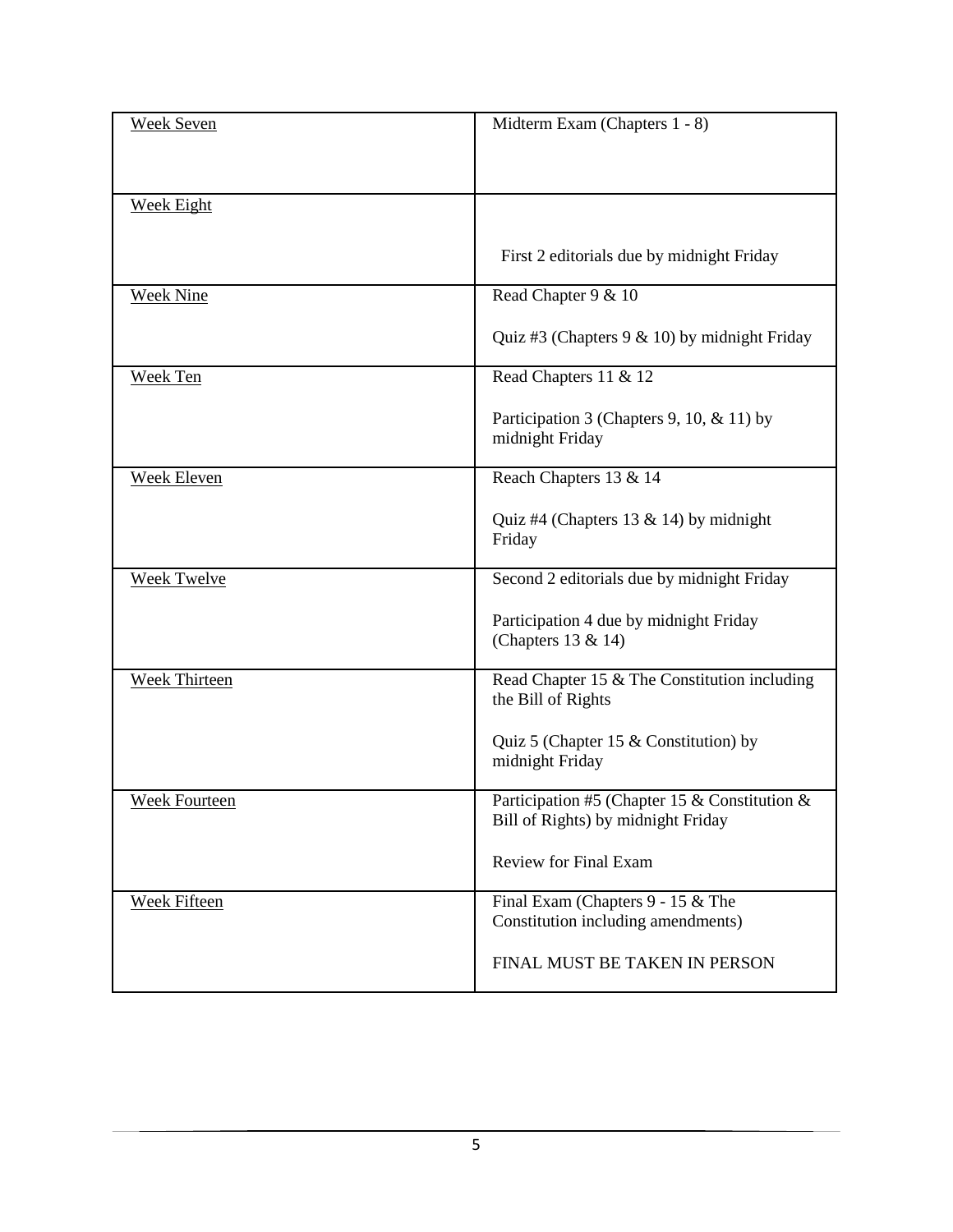| Week Seven | Midterm Exam (Chapters 1 - 8) |
| --- | --- |
| Week Eight | First 2 editorials due by midnight Friday |
| Week Nine | Read Chapter 9 & 10<br><br>Quiz #3 (Chapters 9 & 10) by midnight Friday |
| Week Ten | Read Chapters 11 & 12<br><br>Participation 3 (Chapters 9, 10, & 11) by midnight Friday |
| Week Eleven | Reach Chapters 13 & 14<br><br>Quiz #4 (Chapters 13 & 14) by midnight Friday |
| Week Twelve | Second 2 editorials due by midnight Friday<br><br>Participation 4 due by midnight Friday (Chapters 13 & 14) |
| Week Thirteen | Read Chapter 15 & The Constitution including the Bill of Rights<br><br>Quiz 5 (Chapter 15 & Constitution) by midnight Friday |
| Week Fourteen | Participation #5 (Chapter 15 & Constitution & Bill of Rights) by midnight Friday<br><br>Review for Final Exam |
| Week Fifteen | Final Exam (Chapters 9 - 15 & The Constitution including amendments)<br><br>FINAL MUST BE TAKEN IN PERSON |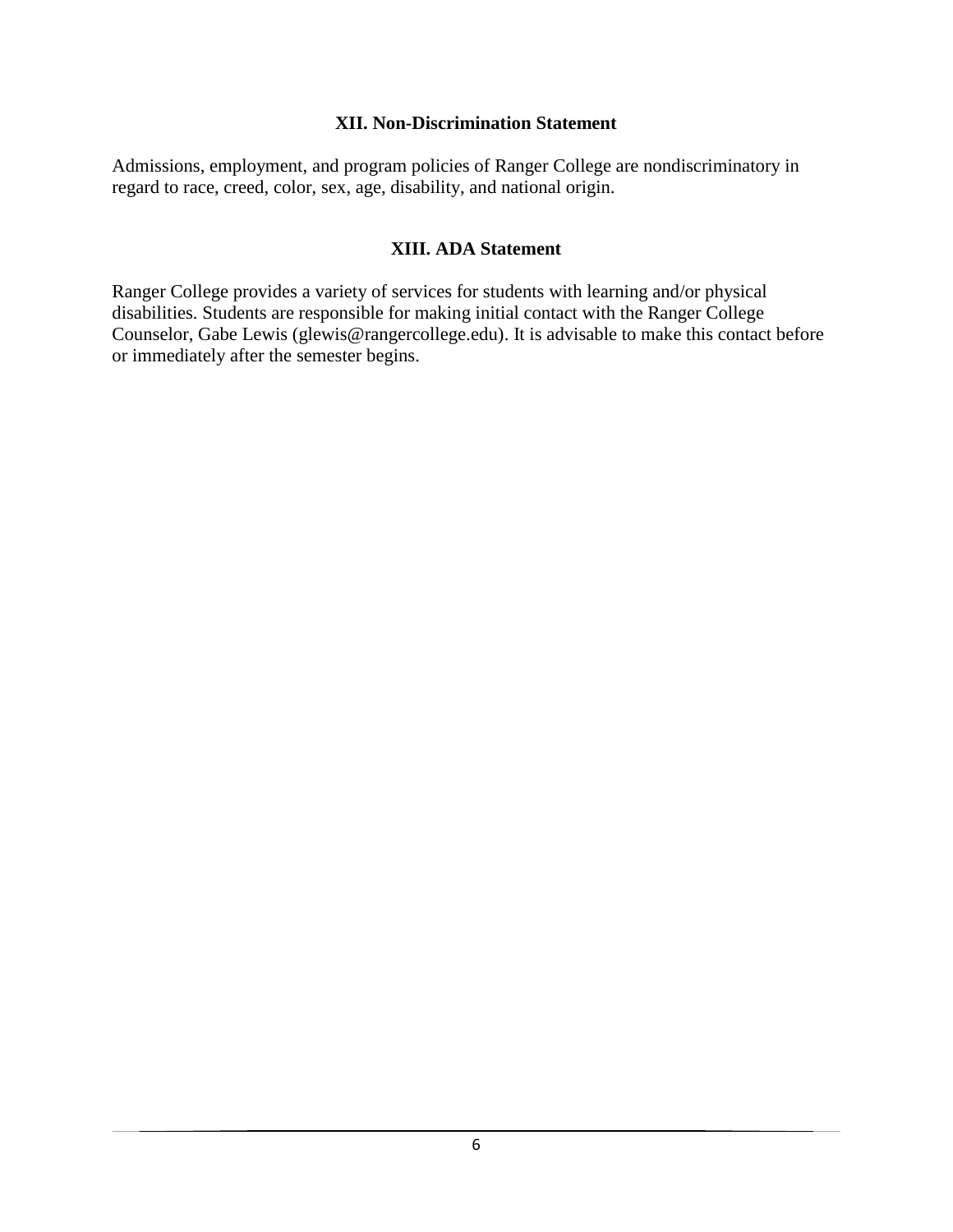## XII. Non-Discrimination Statement

Admissions, employment, and program policies of Ranger College are nondiscriminatory in regard to race, creed, color, sex, age, disability, and national origin.

## XIII. ADA Statement

Ranger College provides a variety of services for students with learning and/or physical disabilities. Students are responsible for making initial contact with the Ranger College Counselor, Gabe Lewis (glewis@rangercollege.edu). It is advisable to make this contact before or immediately after the semester begins.